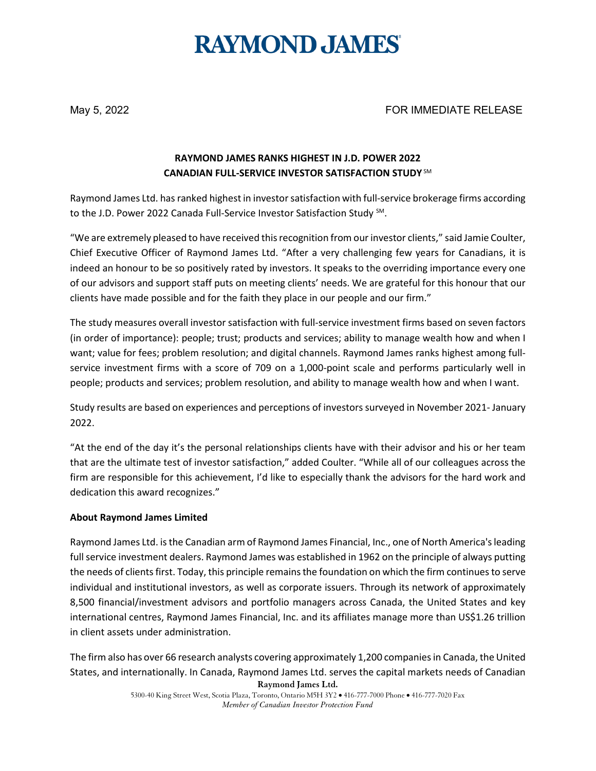# RAYMOND JAMES

May 5, 2022 FOR IMMEDIATE RELEASE

## RAYMOND JAMES RANKS HIGHEST IN J.D. POWER 2022 CANADIAN FULL-SERVICE INVESTOR SATISFACTION STUDY SM

Raymond James Ltd. has ranked highest in investor satisfaction with full-service brokerage firms according to the J.D. Power 2022 Canada Full-Service Investor Satisfaction Study SM.

"We are extremely pleased to have received this recognition from our investor clients," said Jamie Coulter, Chief Executive Officer of Raymond James Ltd. "After a very challenging few years for Canadians, it is indeed an honour to be so positively rated by investors. It speaks to the overriding importance every one of our advisors and support staff puts on meeting clients' needs. We are grateful for this honour that our clients have made possible and for the faith they place in our people and our firm."

The study measures overall investor satisfaction with full-service investment firms based on seven factors (in order of importance): people; trust; products and services; ability to manage wealth how and when I want; value for fees; problem resolution; and digital channels. Raymond James ranks highest among full-service investment firms with a score of 709 on a 1,000-point scale and performs particularly well in people; products and services; problem resolution, and ability to manage wealth how and when I want.

Study results are based on experiences and perceptions of investors surveyed in November 2021- January 2022.

"At the end of the day it's the personal relationships clients have with their advisor and his or her team that are the ultimate test of investor satisfaction," added Coulter. "While all of our colleagues across the firm are responsible for this achievement, I'd like to especially thank the advisors for the hard work and dedication this award recognizes."

**About Raymond James Limited**

Raymond James Ltd. is the Canadian arm of Raymond James Financial, Inc., one of North America's leading full service investment dealers. Raymond James was established in 1962 on the principle of always putting the needs of clients first. Today, this principle remains the foundation on which the firm continues to serve individual and institutional investors, as well as corporate issuers. Through its network of approximately 8,500 financial/investment advisors and portfolio managers across Canada, the United States and key international centres, Raymond James Financial, Inc. and its affiliates manage more than US$1.26 trillion in client assets under administration.

The firm also has over 66 research analysts covering approximately 1,200 companies in Canada, the United States, and internationally. In Canada, Raymond James Ltd. serves the capital markets needs of Canadian

**Raymond James Ltd.**
5300-40 King Street West, Scotia Plaza, Toronto, Ontario M5H 3Y2 • 416-777-7000 Phone • 416-777-7020 Fax
*Member of Canadian Investor Protection Fund*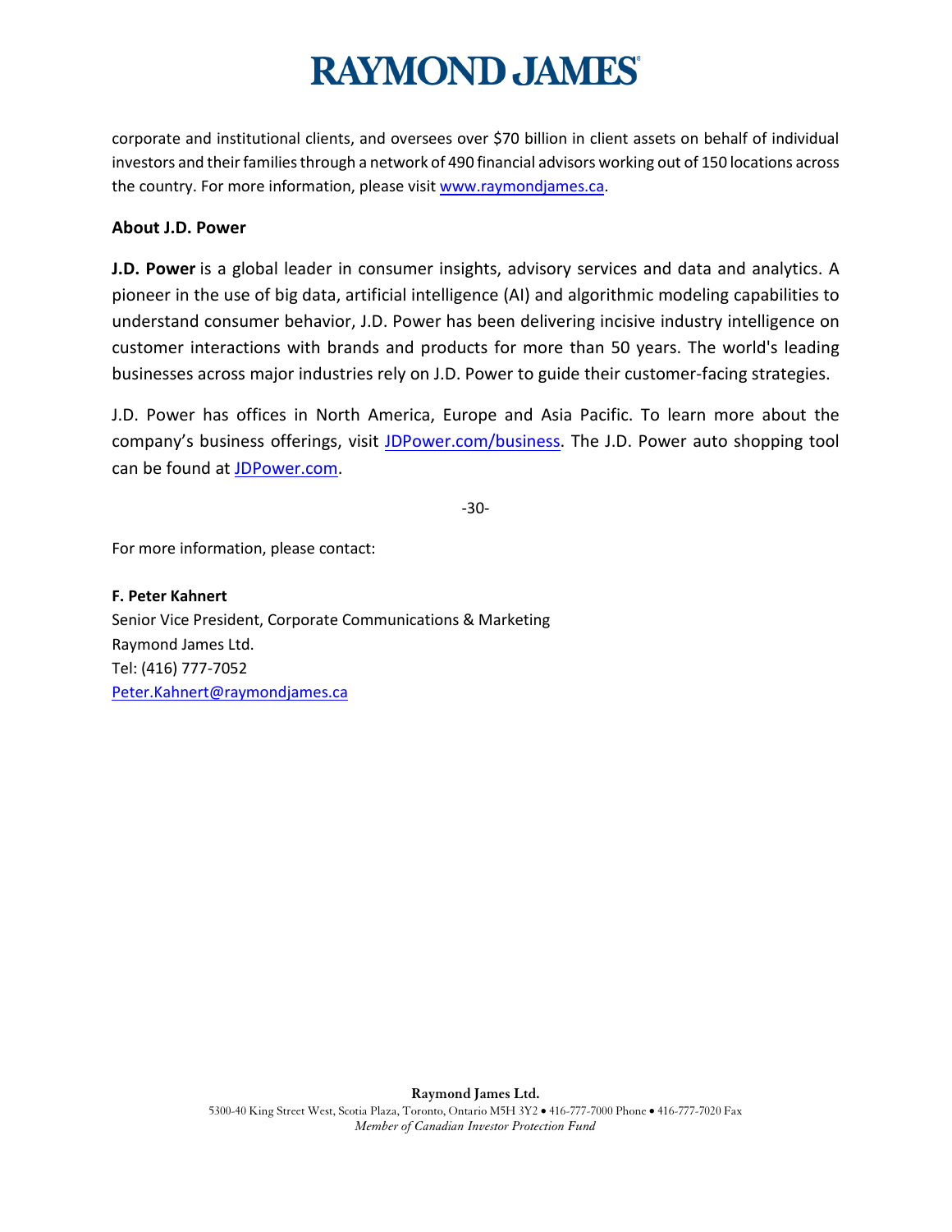corporate and institutional clients, and oversees over $70 billion in client assets on behalf of individual investors and their families through a network of 490 financial advisors working out of 150 locations across the country. For more information, please visit [www.raymondjames.ca](www.raymondjames.ca).

**About J.D. Power**

**J.D. Power** is a global leader in consumer insights, advisory services and data and analytics. A pioneer in the use of big data, artificial intelligence (AI) and algorithmic modeling capabilities to understand consumer behavior, J.D. Power has been delivering incisive industry intelligence on customer interactions with brands and products for more than 50 years. The world's leading businesses across major industries rely on J.D. Power to guide their customer-facing strategies.

J.D. Power has offices in North America, Europe and Asia Pacific. To learn more about the company's business offerings, visit [JDPower.com/business](JDPower.com/business). The J.D. Power auto shopping tool can be found at [JDPower.com](JDPower.com).

-30-

For more information, please contact:

**F. Peter Kahnert**
Senior Vice President, Corporate Communications & Marketing
Raymond James Ltd.
Tel: (416) 777-7052
Peter.Kahnert@raymondjames.ca

**Raymond James Ltd.**
5300-40 King Street West, Scotia Plaza, Toronto, Ontario M5H 3Y2 • 416-777-7000 Phone • 416-777-7020 Fax
*Member of Canadian Investor Protection Fund*